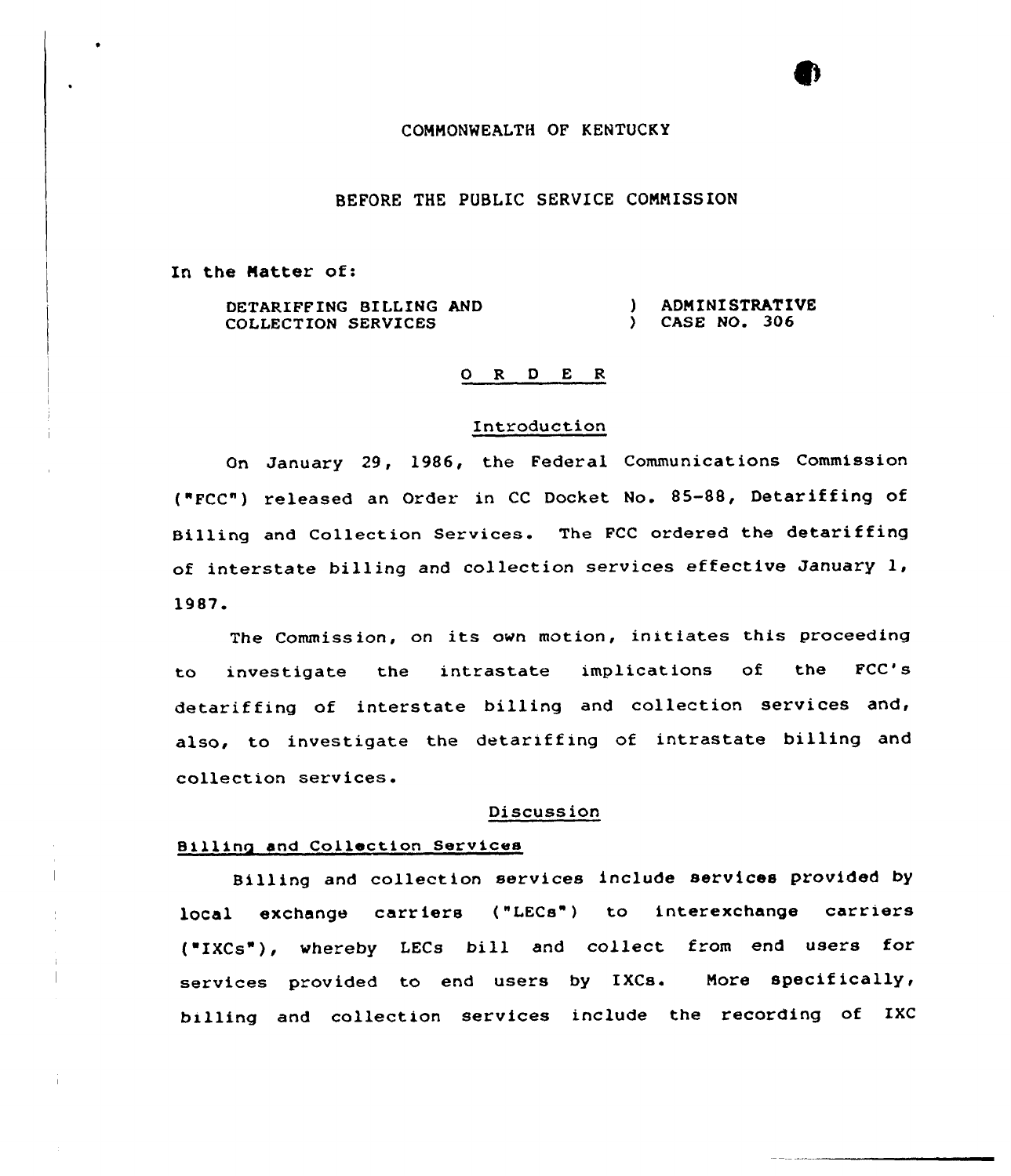COMMONWEALTH OF KENTUCKY

BEFORE THE PUBLIC SERVICE COMMISSION

In the Matter of:

| | |
|---|---|
| DETARIFFING BILLING AND COLLECTION SERVICES | ) ADMINISTRATIVE ) CASE NO. 306 |

O R D E R

## Introduction

On January 29, 1986, the Federal Communications Commission ("FCC") released an Order in CC Docket No. 85-88, Detariffing of Billing and Collection Services. The FCC ordered the detariffing of interstate billing and collection services effective January 1, 1987.

The Commission, on its own motion, initiates this proceeding to investigate the intrastate implications of the FCC's detariffing of interstate billing and collection services and, also, to investigate the detariffing of intrastate billing and collection services.

## Discussion

### Billing and Collection Services

Billing and collection services include services provided by local exchange carriers ("LECs") to interexchange carriers ("IXCs"), whereby LECs bill and collect from end users for services provided to end users by IXCs. More specifically, billing and collection services include the recording of IXC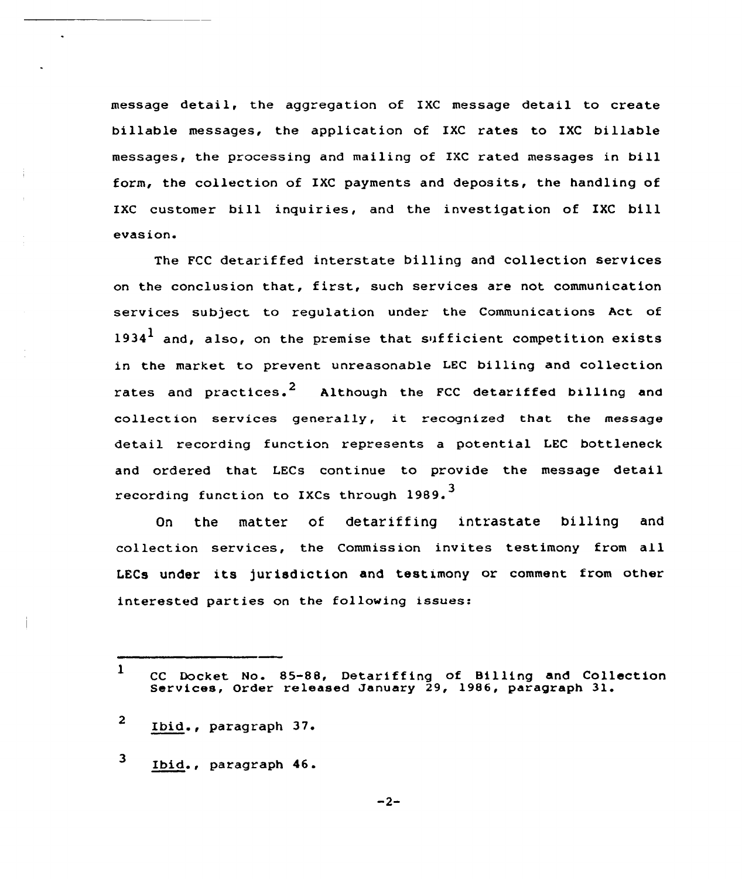message detail, the aggregation of IXC message detail to create billable messages, the application of IXC rates to IXC billable messages, the processing and mailing of IXC rated messages in bill form, the collection of IXC payments and deposits, the handling of IXC customer bill inquiries, and the investigation of IXC bill evasion.

The FCC detariffed interstate billing and collection services on the conclusion that, first, such services are not communication services subject to regulation under the Communications Act of 1934[1] and, also, on the premise that sufficient competition exists in the market to prevent unreasonable LEC billing and collection rates and practices.[2] Although the FCC detariffed billing and collection services generally, it recognized that the message detail recording function represents a potential LEC bottleneck and ordered that LECs continue to provide the message detail recording function to IXCs through 1989.[3]

On the matter of detariffing intrastate billing and collection services, the Commission invites testimony from all LECs under its jurisdiction and testimony or comment from other interested parties on the following issues:

---

1 CC Docket No. 85-88, Detariffing of Billing and Collection Services, Order released January 29, 1986, paragraph 31.

2 *Ibid.*, paragraph 37.

3 *Ibid.*, paragraph 46.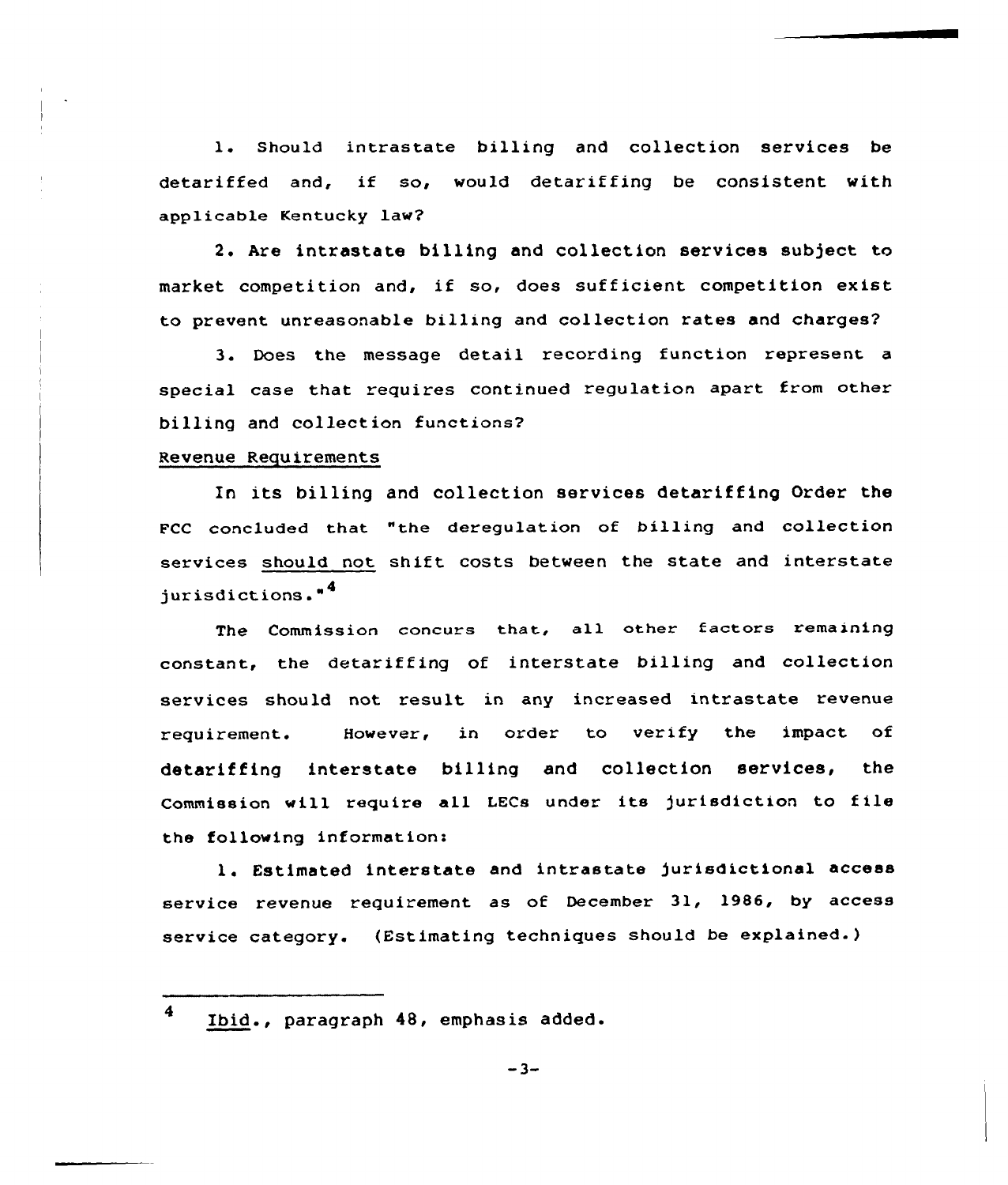1. Should intrastate billing and collection services be detariffed and, if so, would detariffing be consistent with applicable Kentucky law?

2. Are intrastate billing and collection services subject to market competition and, if so, does sufficient competition exist to prevent unreasonable billing and collection rates and charges?

3. Does the message detail recording function represent a special case that requires continued regulation apart from other billing and collection functions?

Revenue Requirements

In its billing and collection services detariffing Order the FCC concluded that "the deregulation of billing and collection services should not shift costs between the state and interstate jurisdictions."[4]

The Commission concurs that, all other factors remaining constant, the detariffing of interstate billing and collection services should not result in any increased intrastate revenue requirement. However, in order to verify the impact of detariffing interstate billing and collection services, the Commission will require all LECs under its jurisdiction to file the following information:

1. Estimated interstate and intrastate jurisdictional access service revenue requirement as of December 31, 1986, by access service category. (Estimating techniques should be explained.)

---

[4] Ibid., paragraph 48, emphasis added.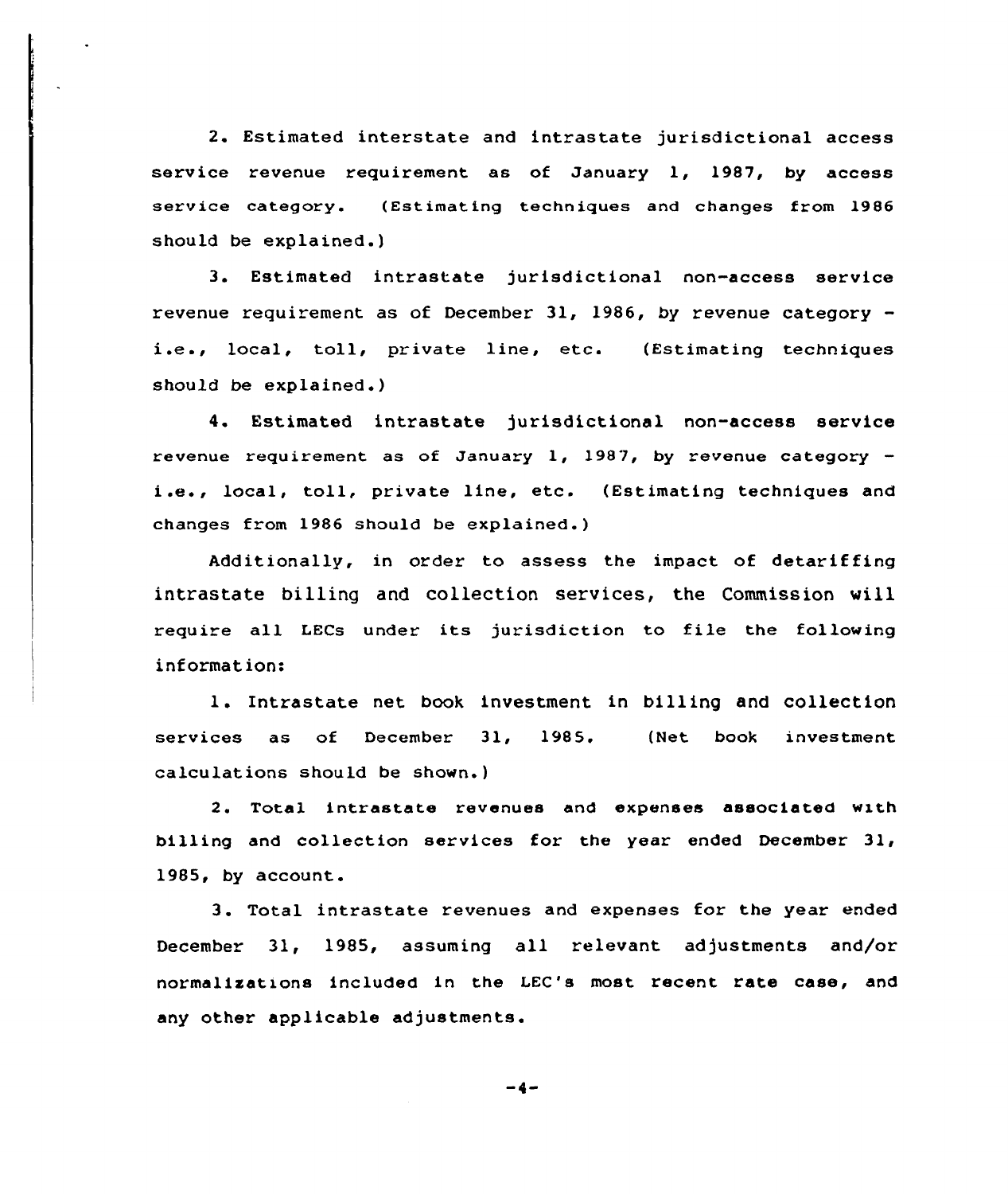2. Estimated interstate and intrastate jurisdictional access service revenue requirement as of January 1, 1987, by access service category. (Estimating techniques and changes from 1986 should be explained.)

3. Estimated intrastate jurisdictional non-access service revenue requirement as of December 31, 1986, by revenue category - i.e., local, toll, private line, etc. (Estimating techniques should be explained.)

4. Estimated intrastate jurisdictional non-access service revenue requirement as of January 1, 1987, by revenue category - i.e., local, toll, private line, etc. (Estimating techniques and changes from 1986 should be explained.)

Additionally, in order to assess the impact of detariffing intrastate billing and collection services, the Commission will require all LECs under its jurisdiction to file the following information:

1. Intrastate net book investment in billing and collection services as of December 31, 1985. (Net book investment calculations should be shown.)

2. Total intrastate revenues and expenses associated with billing and collection services for the year ended December 31, 1985, by account.

3. Total intrastate revenues and expenses for the year ended December 31, 1985, assuming all relevant adjustments and/or normalizations included in the LEC's most recent rate case, and any other applicable adjustments.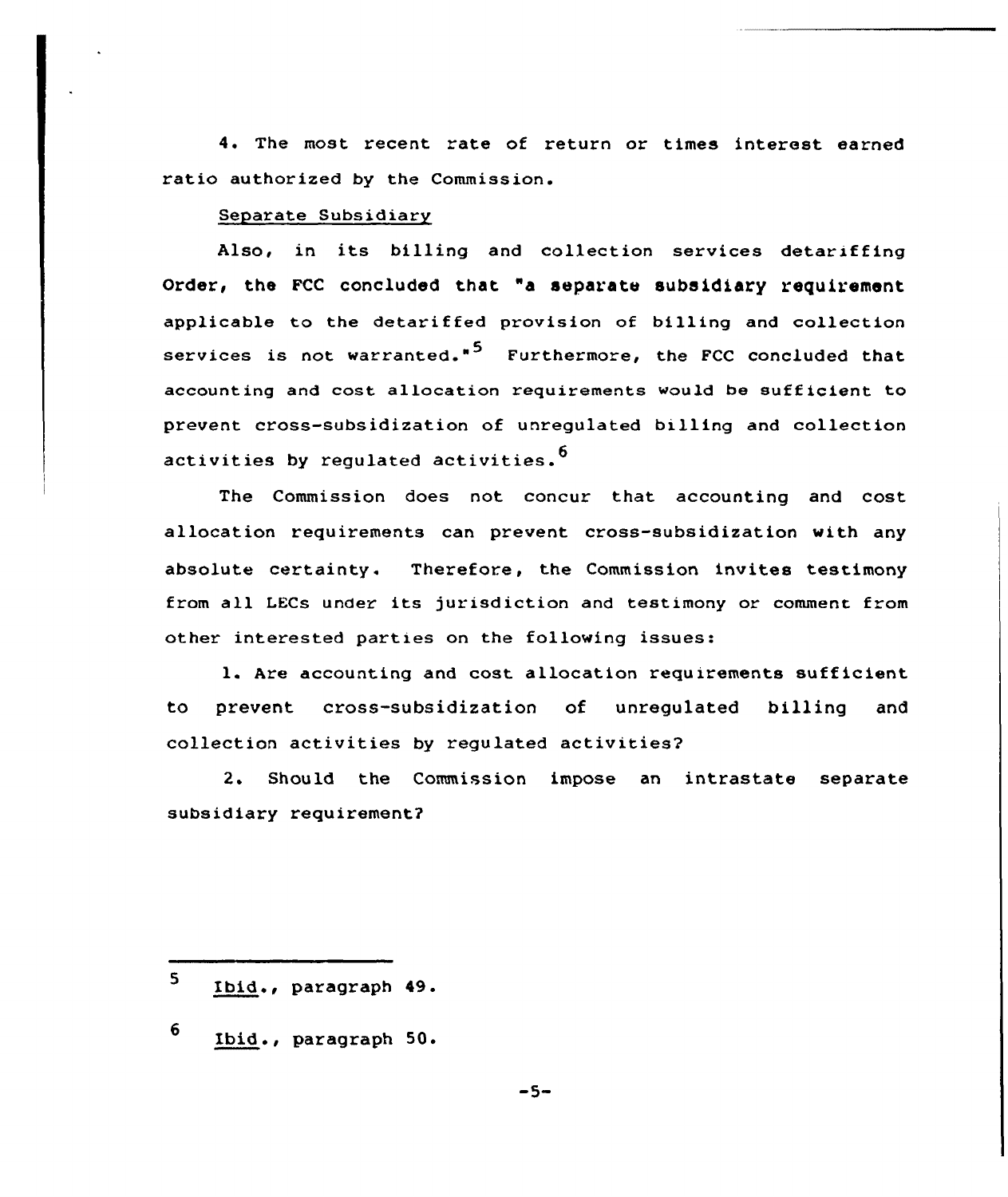4. The most recent rate of return or times interest earned ratio authorized by the Commission.

Separate Subsidiary

Also, in its billing and collection services detariffing Order, the FCC concluded that "a separate subsidiary requirement applicable to the detariffed provision of billing and collection services is not warranted."[5] Furthermore, the FCC concluded that accounting and cost allocation requirements would be sufficient to prevent cross-subsidization of unregulated billing and collection activities by regulated activities.[6]

The Commission does not concur that accounting and cost allocation requirements can prevent cross-subsidization with any absolute certainty. Therefore, the Commission invites testimony from all LECs under its jurisdiction and testimony or comment from other interested parties on the following issues:

1. Are accounting and cost allocation requirements sufficient to prevent cross-subsidization of unregulated billing and collection activities by regulated activities?

2. Should the Commission impose an intrastate separate subsidiary requirement?

---

[5] Ibid., paragraph 49.

[6] Ibid., paragraph 50.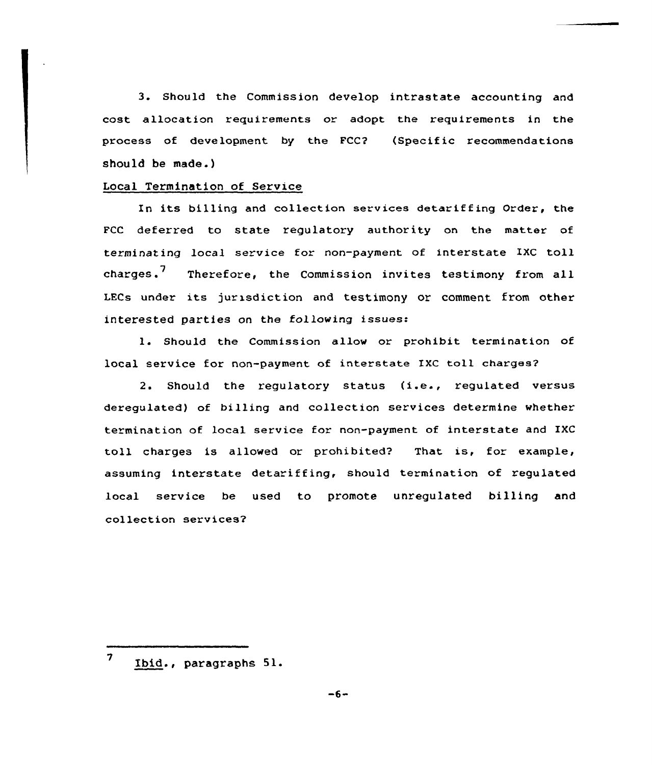3. Should the Commission develop intrastate accounting and cost allocation requirements or adopt the requirements in the process of development by the FCC? (Specific recommendations should be made.)

Local Termination of Service

In its billing and collection services detariffing Order, the FCC deferred to state regulatory authority on the matter of terminating local service for non-payment of interstate IXC toll charges.[7] Therefore, the Commission invites testimony from all LECs under its jurisdiction and testimony or comment from other interested parties on the following issues:

1. Should the Commission allow or prohibit termination of local service for non-payment of interstate IXC toll charges?

2. Should the regulatory status (i.e., regulated versus deregulated) of billing and collection services determine whether termination of local service for non-payment of interstate and IXC toll charges is allowed or prohibited? That is, for example, assuming interstate detariffing, should termination of regulated local service be used to promote unregulated billing and collection services?

---

[7] Ibid., paragraphs 51.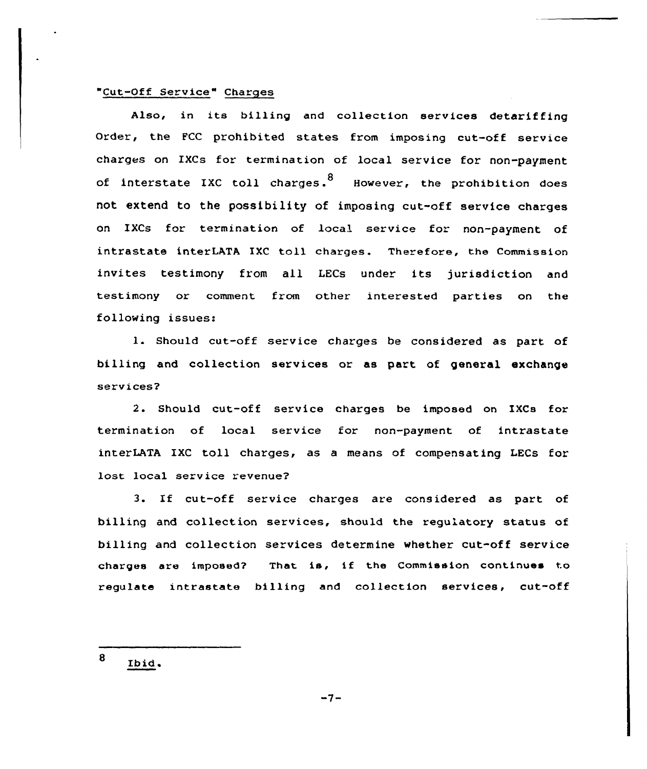"Cut-Off Service" Charges

Also, in its billing and collection services detariffing Order, the FCC prohibited states from imposing cut-off service charges on IXCs for termination of local service for non-payment of interstate IXC toll charges.[8] However, the prohibition does not extend to the possibility of imposing cut-off service charges on IXCs for termination of local service for non-payment of intrastate interLATA IXC toll charges. Therefore, the Commission invites testimony from all LECs under its jurisdiction and testimony or comment from other interested parties on the following issues:

1. Should cut-off service charges be considered as part of billing and collection services or as part of general exchange services?

2. Should cut-off service charges be imposed on IXCs for termination of local service for non-payment of intrastate interLATA IXC toll charges, as a means of compensating LECs for lost local service revenue?

3. If cut-off service charges are considered as part of billing and collection services, should the regulatory status of billing and collection services determine whether cut-off service charges are imposed? That is, if the Commission continues to regulate intrastate billing and collection services, cut-off

---

[8] Ibid.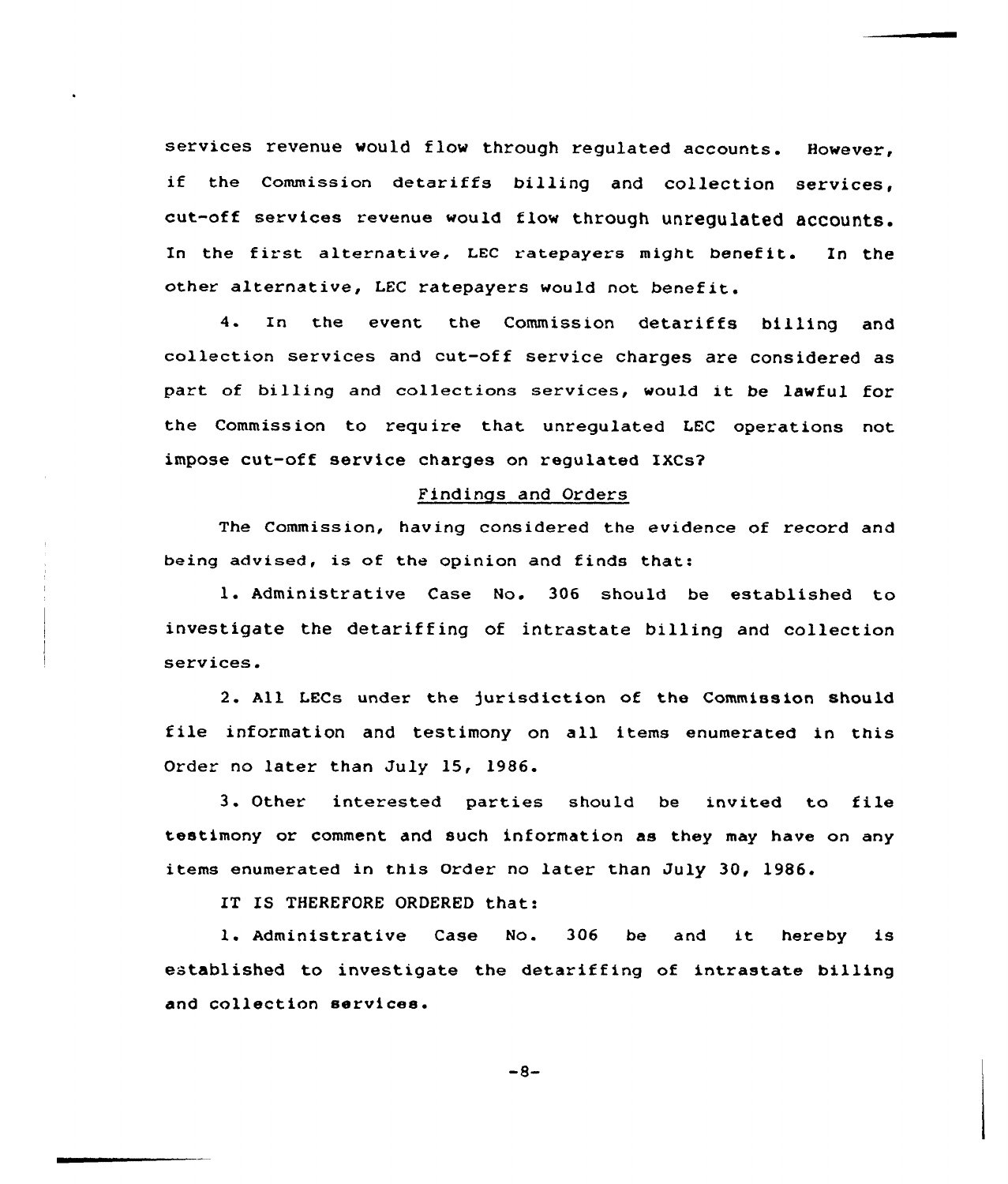services revenue would flow through regulated accounts. However, if the Commission detariffs billing and collection services, cut-off services revenue would flow through unregulated accounts. In the first alternative, LEC ratepayers might benefit. In the other alternative, LEC ratepayers would not benefit.

4. In the event the Commission detariffs billing and collection services and cut-off service charges are considered as part of billing and collections services, would it be lawful for the Commission to require that unregulated LEC operations not impose cut-off service charges on regulated IXCs?

## Findings and Orders

The Commission, having considered the evidence of record and being advised, is of the opinion and finds that:

1. Administrative Case No. 306 should be established to investigate the detariffing of intrastate billing and collection services.

2. All LECs under the jurisdiction of the Commission should file information and testimony on all items enumerated in this Order no later than July 15, 1986.

3. Other interested parties should be invited to file testimony or comment and such information as they may have on any items enumerated in this Order no later than July 30, 1986.

IT IS THEREFORE ORDERED that:

1. Administrative Case No. 306 be and it hereby is established to investigate the detariffing of intrastate billing and collection services.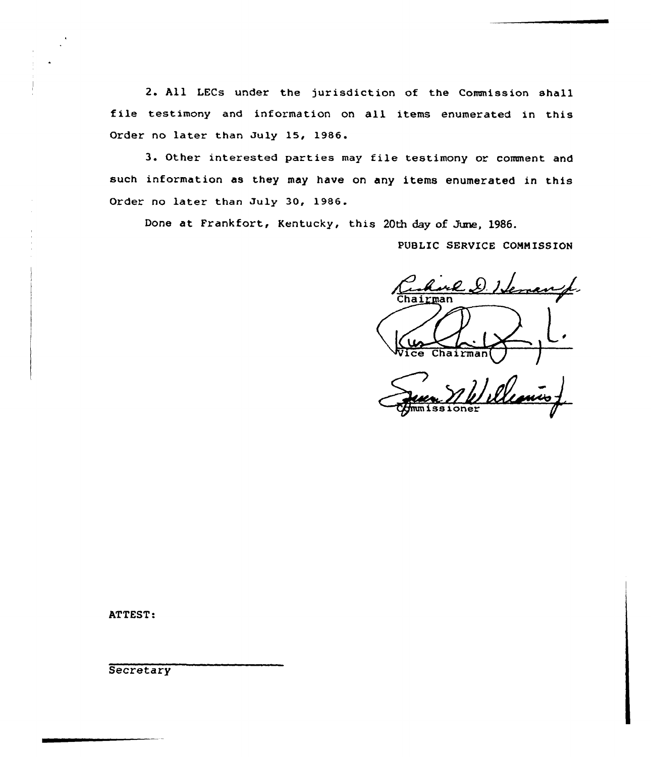2. All LECs under the jurisdiction of the Commission shall file testimony and information on all items enumerated in this Order no later than July 15, 1986.

3. Other interested parties may file testimony or comment and such information as they may have on any items enumerated in this Order no later than July 30, 1986.

Done at Frankfort, Kentucky, this 20th day of June, 1986.

PUBLIC SERVICE COMMISSION

Chairman

Vice Chairman

Commissioner

ATTEST:

Secretary